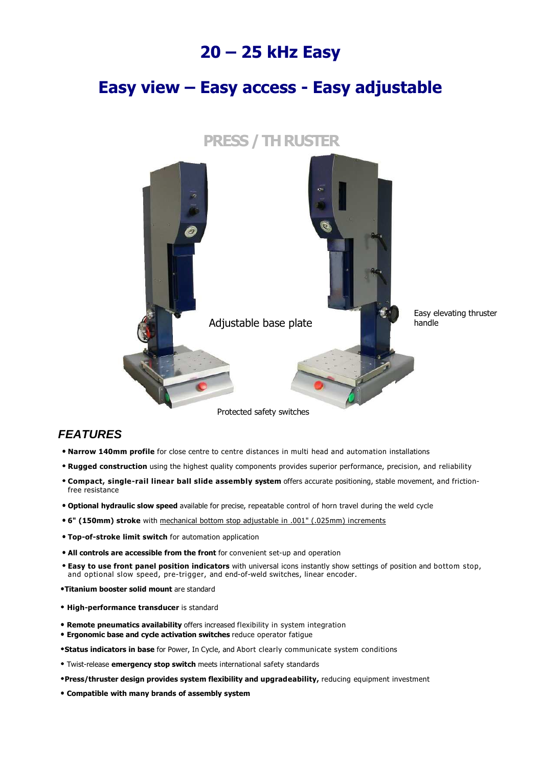# 20 – 25 kHz Easy

## Easy view – Easy access - Easy adjustable

PRESS / THRUSTER

Adjustable base plate

Easy elevating thruster handle

Protected safety switches

### *FEATURES*

- **Narrow 140mm profile** for close centre to centre distances in multi head and automation installations
- **Rugged construction** using the highest quality components provides superior performance, precision, and reliability
- **Compact, single-rail linear ball slide assembly system** offers accurate positioning, stable movement, and friction-free resistance
- **Optional hydraulic slow speed** available for precise, repeatable control of horn travel during the weld cycle
- **6" (150mm) stroke** with mechanical bottom stop adjustable in .001" (.025mm) increments
- **Top-of-stroke limit switch** for automation application
- **All controls are accessible from the front** for convenient set-up and operation
- **Easy to use front panel position indicators** with universal icons instantly show settings of position and bottom stop, and optional slow speed, pre-trigger, and end-of-weld switches, linear encoder.
- **Titanium booster solid mount** are standard
- **High-performance transducer** is standard
- **Remote pneumatics availability** offers increased flexibility in system integration
- **Ergonomic base and cycle activation switches** reduce operator fatigue
- **Status indicators in base** for Power, In Cycle, and Abort clearly communicate system conditions
- Twist-release **emergency stop switch** meets international safety standards
- **Press/thruster design provides system flexibility and upgradeability,** reducing equipment investment
- **Compatible with many brands of assembly system**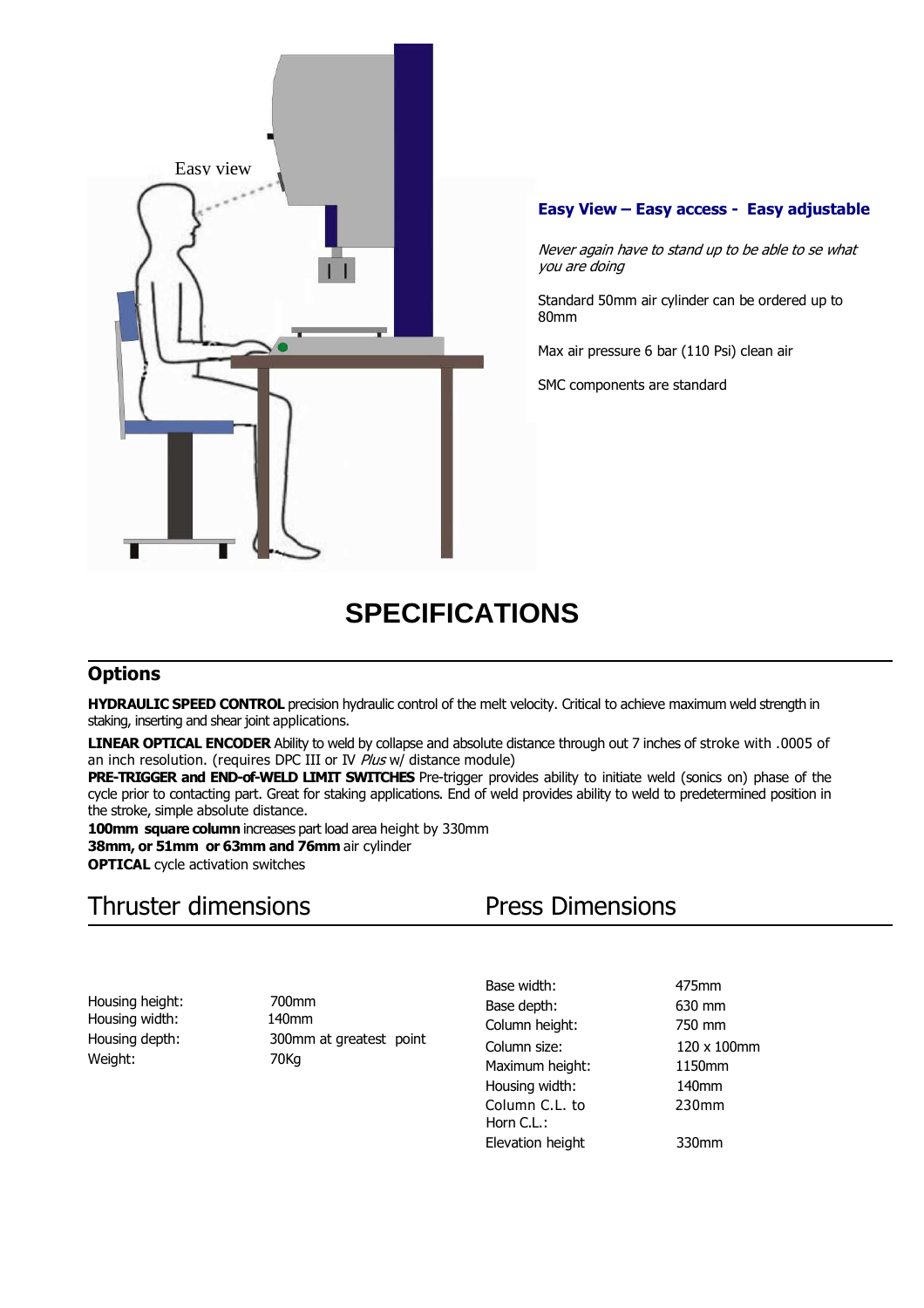Easy view

**Easy View – Easy access - Easy adjustable**

*Never again have to stand up to be able to se what you are doing*

Standard 50mm air cylinder can be ordered up to 80mm

Max air pressure 6 bar (110 Psi) clean air

SMC components are standard

# SPECIFICATIONS

## Options

**HYDRAULIC SPEED CONTROL** precision hydraulic control of the melt velocity. Critical to achieve maximum weld strength in staking, inserting and shear joint applications.

**LINEAR OPTICAL ENCODER** Ability to weld by collapse and absolute distance through out 7 inches of stroke with .0005 of an inch resolution. (requires DPC III or IV *Plus* w/ distance module)

**PRE-TRIGGER and END-of-WELD LIMIT SWITCHES** Pre-trigger provides ability to initiate weld (sonics on) phase of the cycle prior to contacting part. Great for staking applications. End of weld provides ability to weld to predetermined position in the stroke, simple absolute distance.

**100mm square column** increases part load area height by 330mm

**38mm, or 51mm or 63mm and 76mm** air cylinder

**OPTICAL** cycle activation switches

## Thruster dimensions

| | |
|---|---|
| Housing height: | 700mm |
| Housing width: | 140mm |
| Housing depth: | 300mm at greatest point |
| Weight: | 70Kg |

## Press Dimensions

| | |
|---|---|
| Base width: | 475mm |
| Base depth: | 630 mm |
| Column height: | 750 mm |
| Column size: | 120 x 100mm |
| Maximum height: | 1150mm |
| Housing width: | 140mm |
| Column C.L. to Horn C.L.: | 230mm |
| Elevation height | 330mm |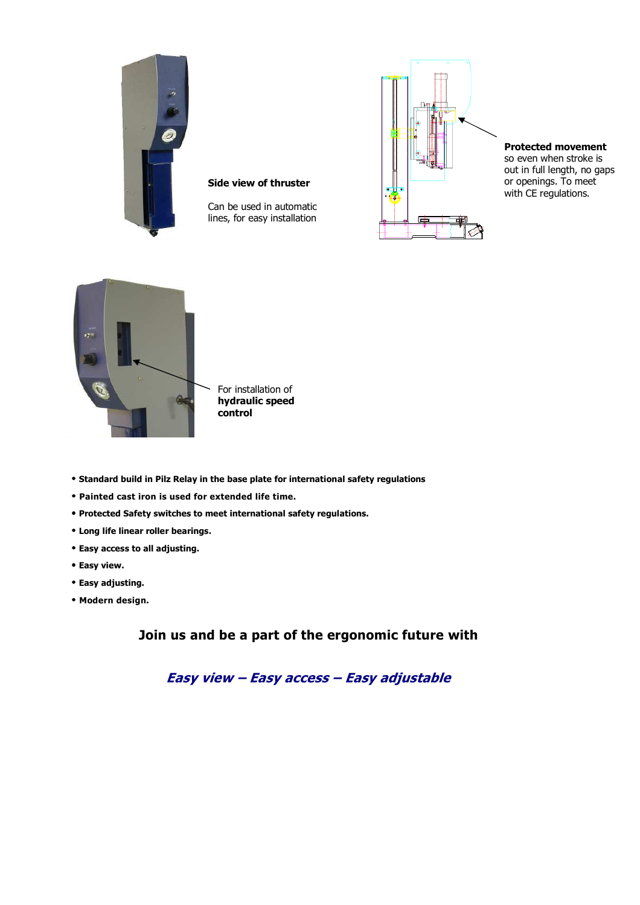**Side view of thruster**

Can be used in automatic lines, for easy installation

**Protected movement** so even when stroke is out in full length, no gaps or openings. To meet with CE regulations.

For installation of **hydraulic speed control**

- **Standard build in Pilz Relay in the base plate for international safety regulations**
- **Painted cast iron is used for extended life time.**
- **Protected Safety switches to meet international safety regulations.**
- **Long life linear roller bearings.**
- **Easy access to all adjusting.**
- **Easy view.**
- **Easy adjusting.**
- **Modern design.**

## Join us and be a part of the ergonomic future with

***Easy view – Easy access – Easy adjustable***